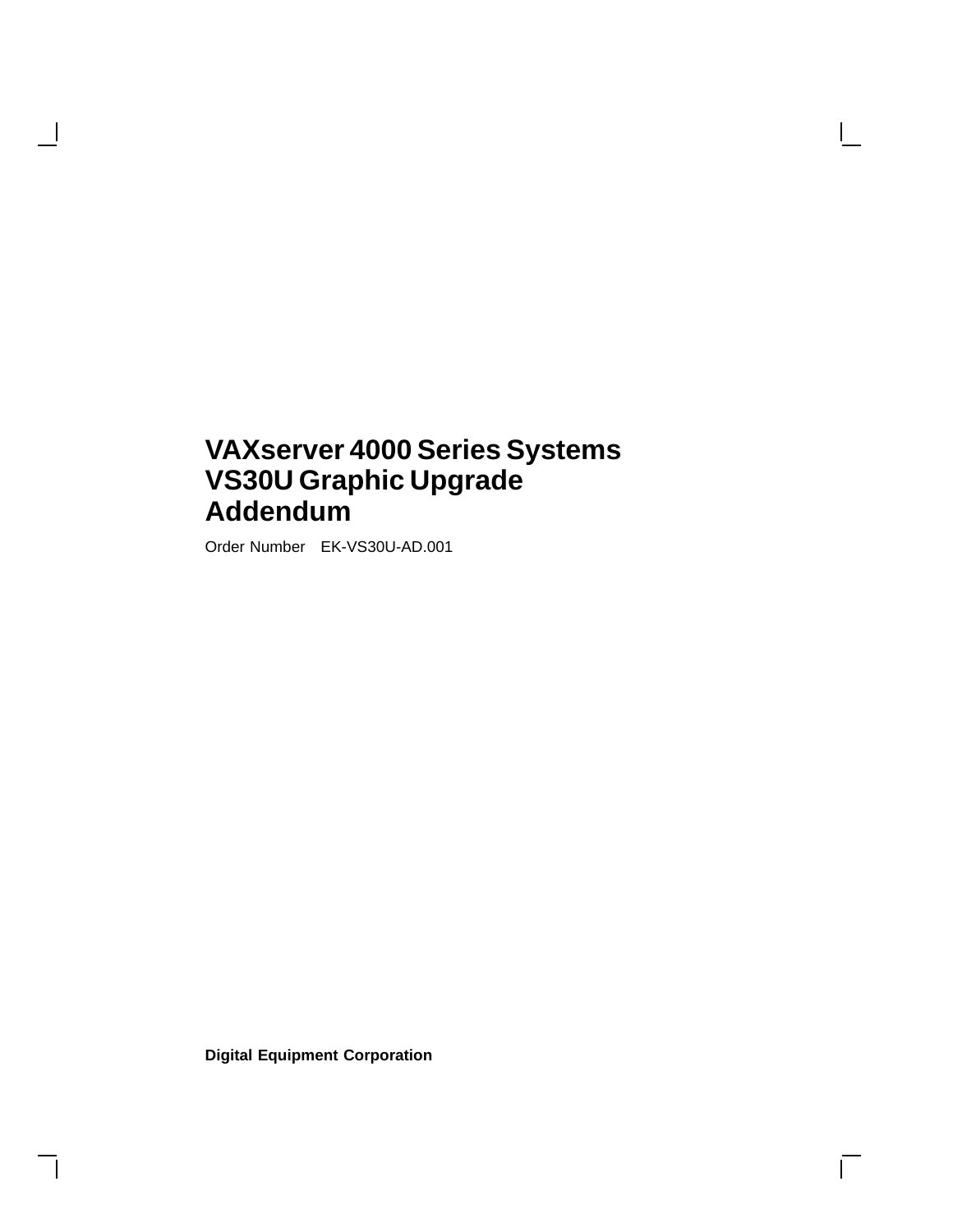# VAXserver 4000 Series Systems VS30U Graphic Upgrade Addendum

Order Number EK-VS30U-AD.001

**Digital Equipment Corporation**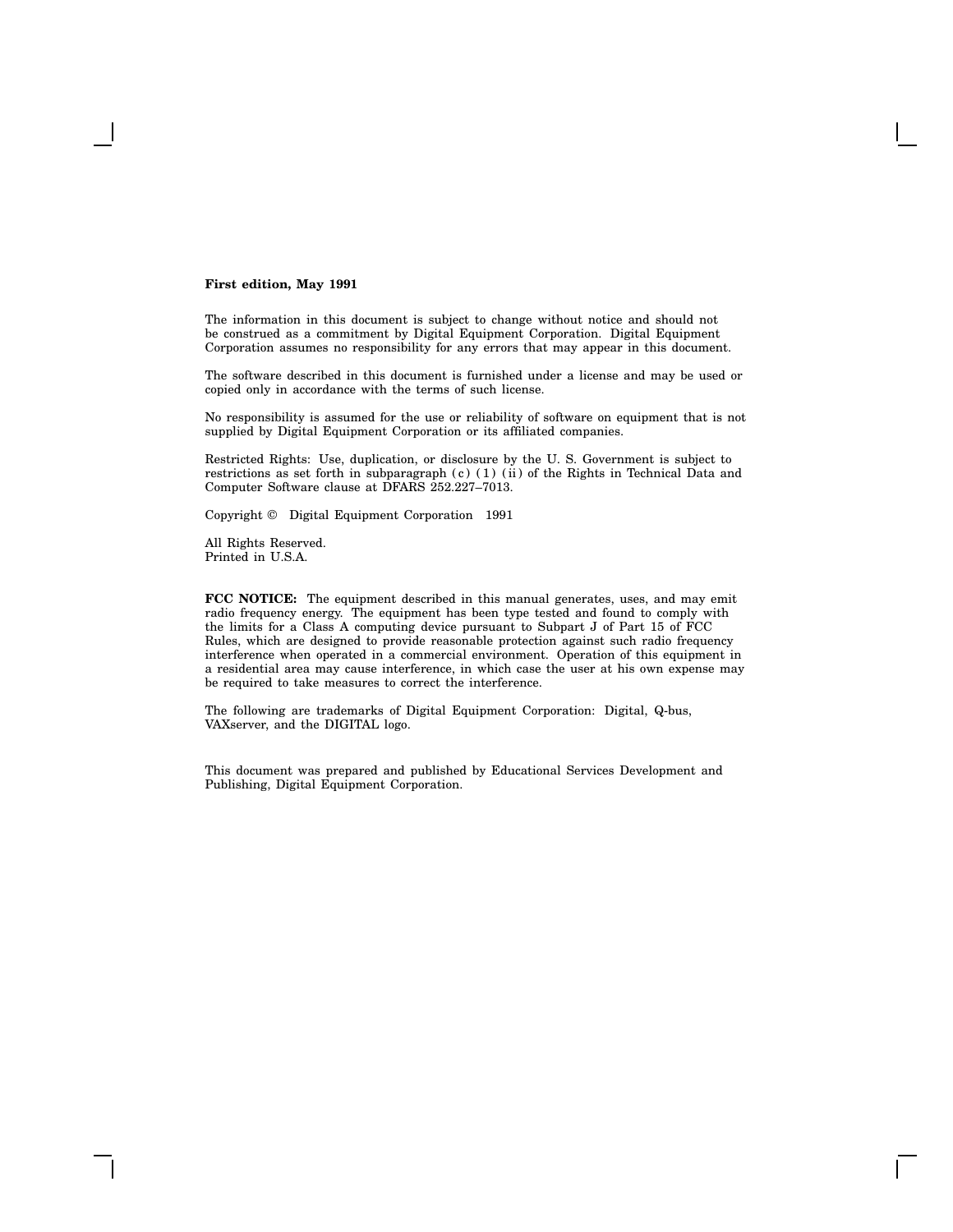**First edition, May 1991**

The information in this document is subject to change without notice and should not be construed as a commitment by Digital Equipment Corporation. Digital Equipment Corporation assumes no responsibility for any errors that may appear in this document.

The software described in this document is furnished under a license and may be used or copied only in accordance with the terms of such license.

No responsibility is assumed for the use or reliability of software on equipment that is not supplied by Digital Equipment Corporation or its affiliated companies.

Restricted Rights: Use, duplication, or disclosure by the U. S. Government is subject to restrictions as set forth in subparagraph (c) (1) (ii) of the Rights in Technical Data and Computer Software clause at DFARS 252.227–7013.

Copyright © Digital Equipment Corporation 1991

All Rights Reserved.
Printed in U.S.A.

**FCC NOTICE:** The equipment described in this manual generates, uses, and may emit radio frequency energy. The equipment has been type tested and found to comply with the limits for a Class A computing device pursuant to Subpart J of Part 15 of FCC Rules, which are designed to provide reasonable protection against such radio frequency interference when operated in a commercial environment. Operation of this equipment in a residential area may cause interference, in which case the user at his own expense may be required to take measures to correct the interference.

The following are trademarks of Digital Equipment Corporation: Digital, Q-bus, VAXserver, and the DIGITAL logo.

This document was prepared and published by Educational Services Development and Publishing, Digital Equipment Corporation.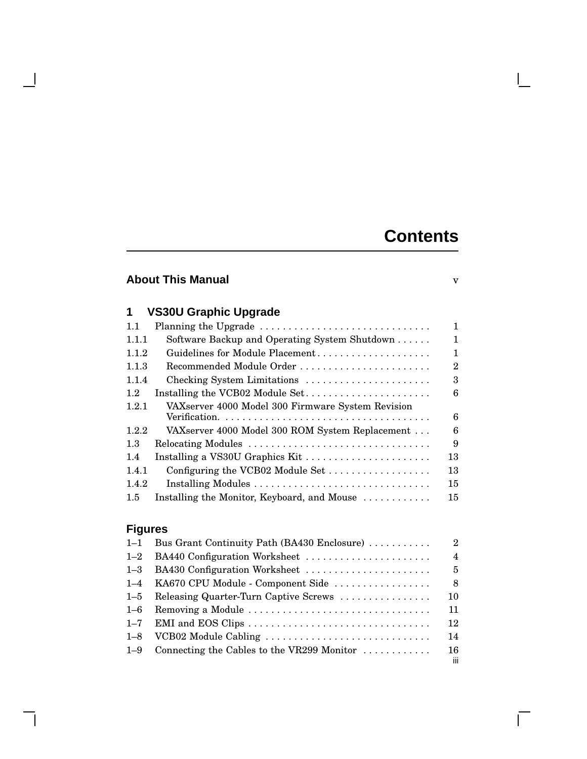# Contents

| | | |
|---|---|---|
| **About This Manual** | | v |

## 1 VS30U Graphic Upgrade

| | | |
|---|---|---|
| 1.1 | Planning the Upgrade | 1 |
| 1.1.1 | Software Backup and Operating System Shutdown | 1 |
| 1.1.2 | Guidelines for Module Placement | 1 |
| 1.1.3 | Recommended Module Order | 2 |
| 1.1.4 | Checking System Limitations | 3 |
| 1.2 | Installing the VCB02 Module Set | 6 |
| 1.2.1 | VAXserver 4000 Model 300 Firmware System Revision Verification. | 6 |
| 1.2.2 | VAXserver 4000 Model 300 ROM System Replacement | 6 |
| 1.3 | Relocating Modules | 9 |
| 1.4 | Installing a VS30U Graphics Kit | 13 |
| 1.4.1 | Configuring the VCB02 Module Set | 13 |
| 1.4.2 | Installing Modules | 15 |
| 1.5 | Installing the Monitor, Keyboard, and Mouse | 15 |

## Figures

| | | |
|---|---|---|
| 1–1 | Bus Grant Continuity Path (BA430 Enclosure) | 2 |
| 1–2 | BA440 Configuration Worksheet | 4 |
| 1–3 | BA430 Configuration Worksheet | 5 |
| 1–4 | KA670 CPU Module - Component Side | 8 |
| 1–5 | Releasing Quarter-Turn Captive Screws | 10 |
| 1–6 | Removing a Module | 11 |
| 1–7 | EMI and EOS Clips | 12 |
| 1–8 | VCB02 Module Cabling | 14 |
| 1–9 | Connecting the Cables to the VR299 Monitor | 16 |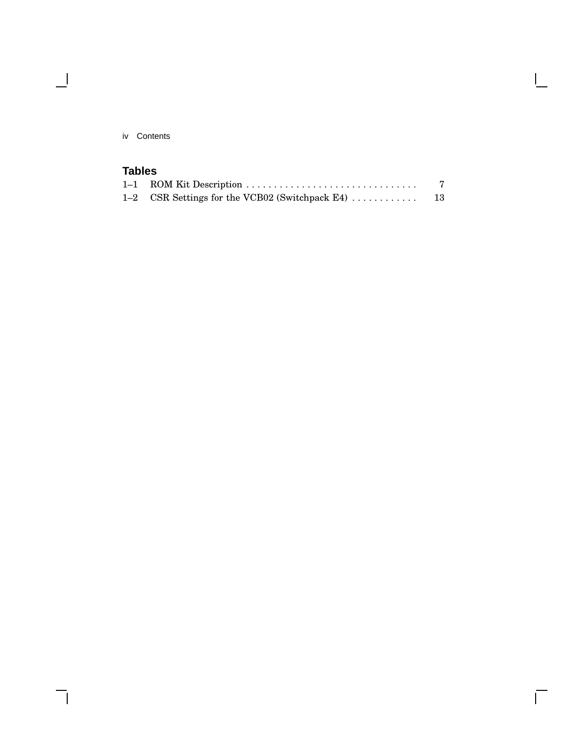## Tables

| | | |
|---|---|---|
| 1–1 | ROM Kit Description | 7 |
| 1–2 | CSR Settings for the VCB02 (Switchpack E4) | 13 |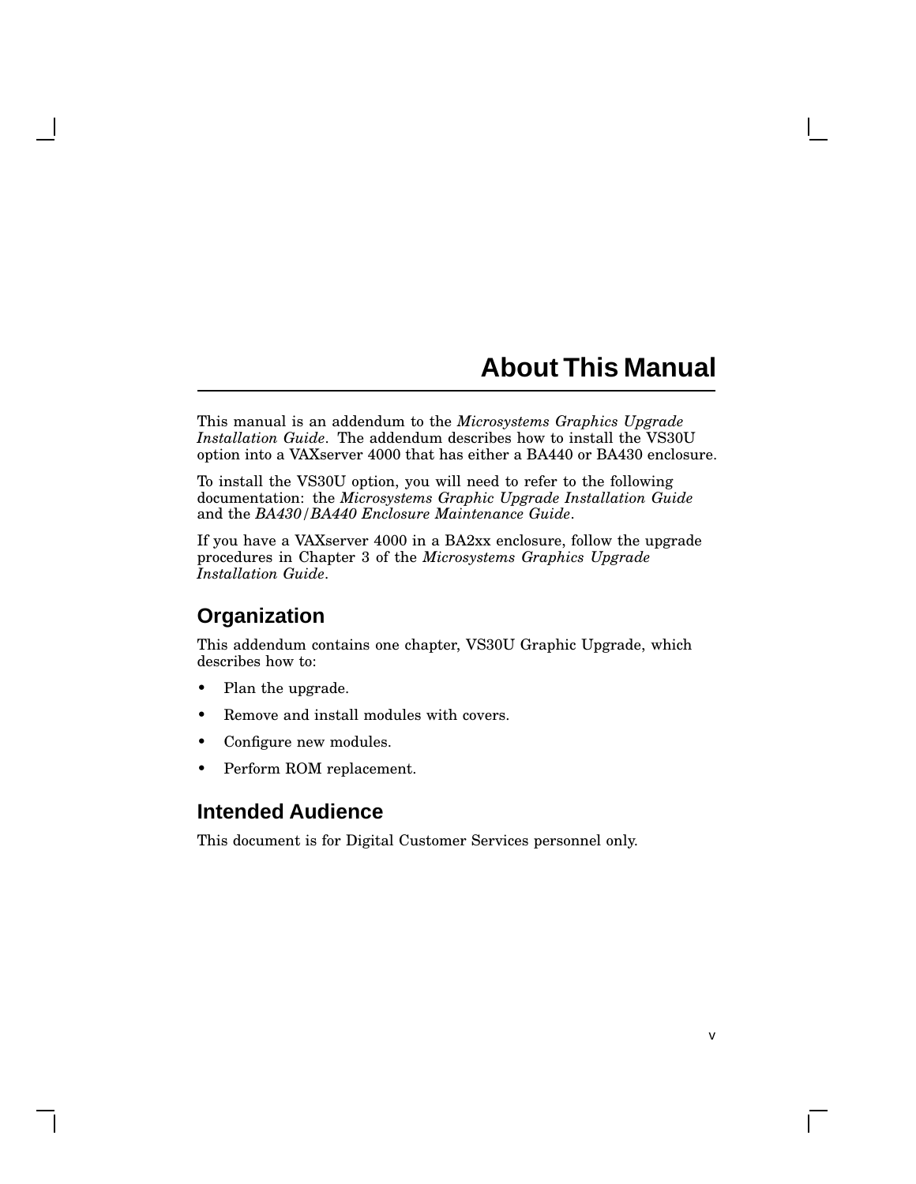# About This Manual

This manual is an addendum to the *Microsystems Graphics Upgrade Installation Guide*. The addendum describes how to install the VS30U option into a VAXserver 4000 that has either a BA440 or BA430 enclosure.

To install the VS30U option, you will need to refer to the following documentation: the *Microsystems Graphic Upgrade Installation Guide* and the *BA430/BA440 Enclosure Maintenance Guide*.

If you have a VAXserver 4000 in a BA2xx enclosure, follow the upgrade procedures in Chapter 3 of the *Microsystems Graphics Upgrade Installation Guide*.

## Organization

This addendum contains one chapter, VS30U Graphic Upgrade, which describes how to:

- Plan the upgrade.
- Remove and install modules with covers.
- Configure new modules.
- Perform ROM replacement.

## Intended Audience

This document is for Digital Customer Services personnel only.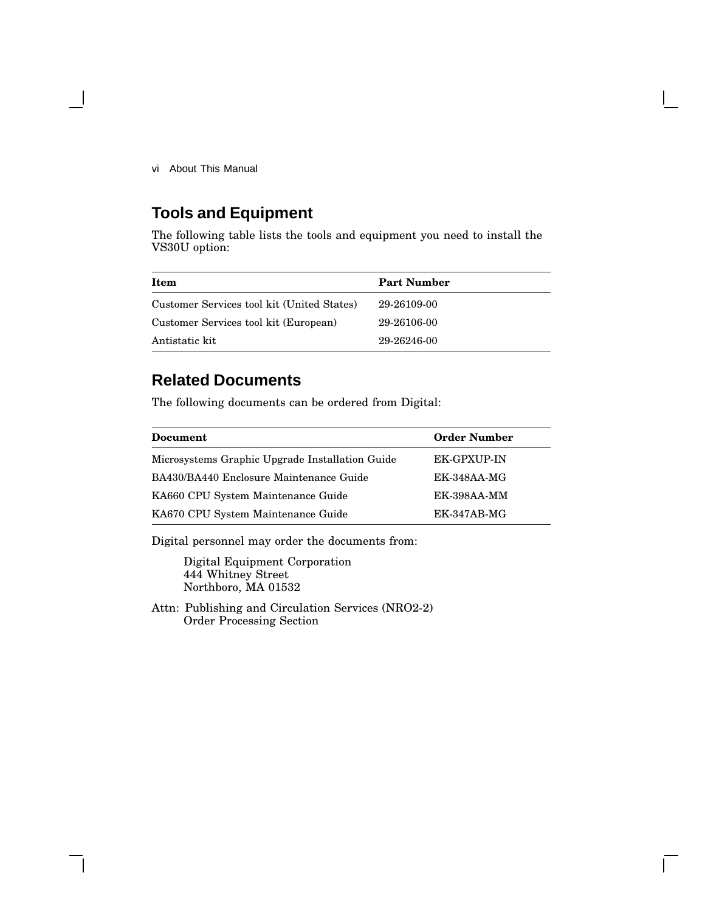## Tools and Equipment

The following table lists the tools and equipment you need to install the VS30U option:

| Item | Part Number |
| --- | --- |
| Customer Services tool kit (United States) | 29-26109-00 |
| Customer Services tool kit (European) | 29-26106-00 |
| Antistatic kit | 29-26246-00 |

## Related Documents

The following documents can be ordered from Digital:

| Document | Order Number |
| --- | --- |
| Microsystems Graphic Upgrade Installation Guide | EK-GPXUP-IN |
| BA430/BA440 Enclosure Maintenance Guide | EK-348AA-MG |
| KA660 CPU System Maintenance Guide | EK-398AA-MM |
| KA670 CPU System Maintenance Guide | EK-347AB-MG |

Digital personnel may order the documents from:

Digital Equipment Corporation
444 Whitney Street
Northboro, MA 01532

Attn: Publishing and Circulation Services (NRO2-2)
Order Processing Section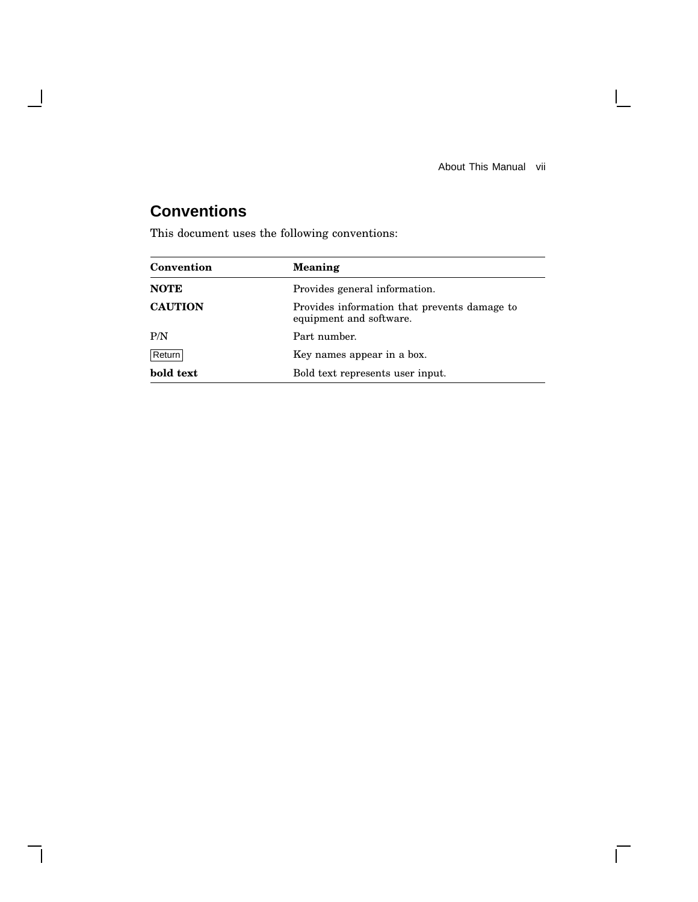## Conventions

This document uses the following conventions:

| Convention | Meaning |
|---|---|
| **NOTE** | Provides general information. |
| **CAUTION** | Provides information that prevents damage to equipment and software. |
| P/N | Part number. |
| Return | Key names appear in a box. |
| **bold text** | Bold text represents user input. |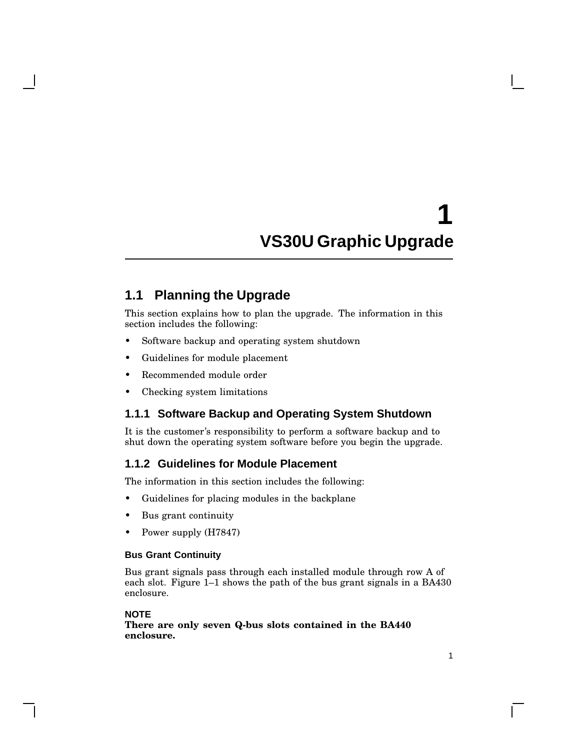# 1 VS30U Graphic Upgrade

## 1.1 Planning the Upgrade

This section explains how to plan the upgrade. The information in this section includes the following:

- Software backup and operating system shutdown
- Guidelines for module placement
- Recommended module order
- Checking system limitations

### 1.1.1 Software Backup and Operating System Shutdown

It is the customer's responsibility to perform a software backup and to shut down the operating system software before you begin the upgrade.

### 1.1.2 Guidelines for Module Placement

The information in this section includes the following:

- Guidelines for placing modules in the backplane
- Bus grant continuity
- Power supply (H7847)

#### Bus Grant Continuity

Bus grant signals pass through each installed module through row A of each slot. Figure 1–1 shows the path of the bus grant signals in a BA430 enclosure.

**NOTE**
**There are only seven Q-bus slots contained in the BA440 enclosure.**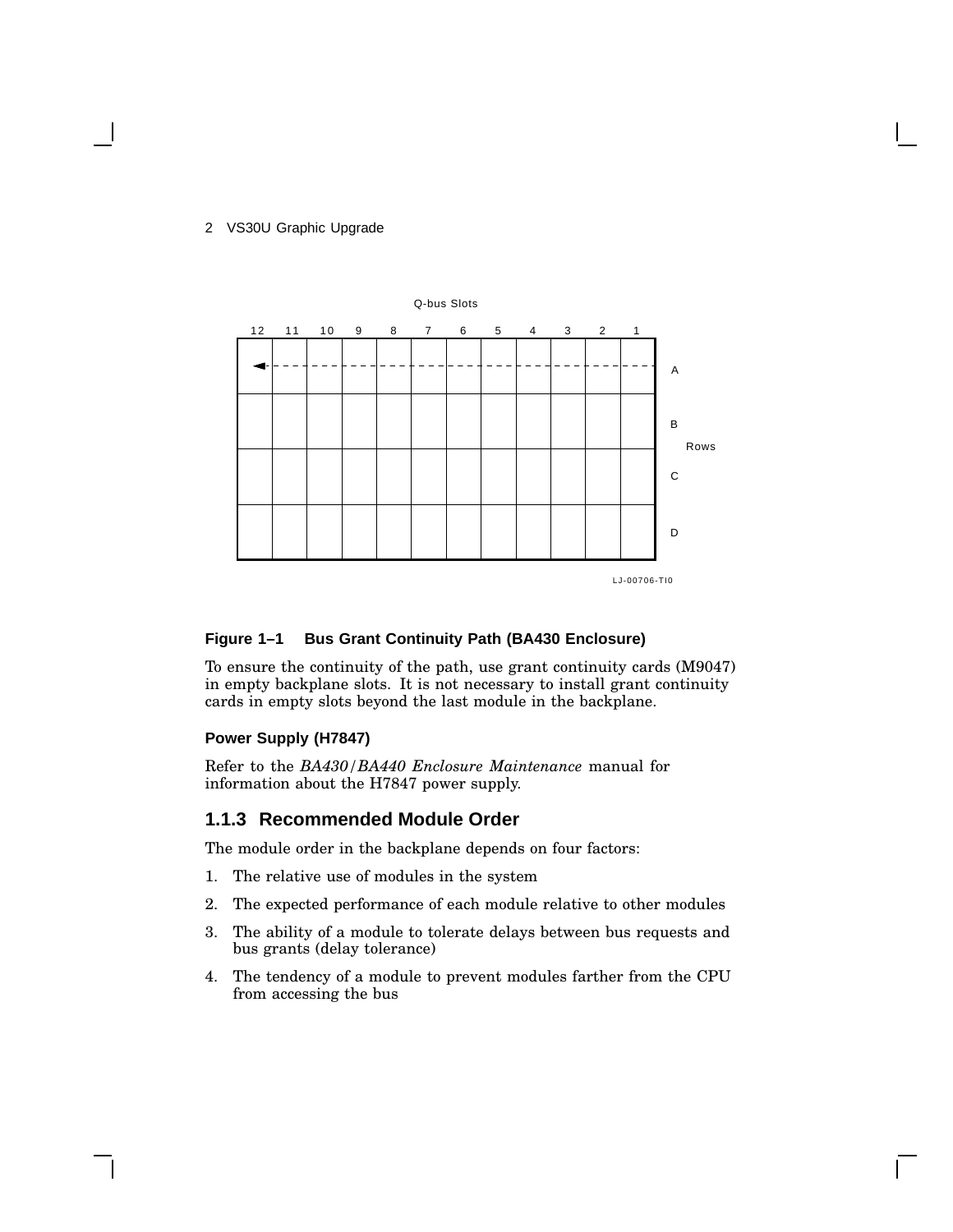Q-bus Slots

| 12 | 11 | 10 | 9 | 8 | 7 | 6 | 5 | 4 | 3 | 2 | 1 | Rows |
|---|---|---|---|---|---|---|---|---|---|---|---|---|
| ◄ - - | - - - | - - - | - - - | - - - | - - - | - - - | - - - | - - - | - - - | - - - | - - - | A |
| | | | | | | | | | | | | B |
| | | | | | | | | | | | | C |
| | | | | | | | | | | | | D |

LJ-00706-TI0

**Figure 1–1 Bus Grant Continuity Path (BA430 Enclosure)**

To ensure the continuity of the path, use grant continuity cards (M9047) in empty backplane slots. It is not necessary to install grant continuity cards in empty slots beyond the last module in the backplane.

#### Power Supply (H7847)

Refer to the *BA430/BA440 Enclosure Maintenance* manual for information about the H7847 power supply.

### 1.1.3 Recommended Module Order

The module order in the backplane depends on four factors:

1. The relative use of modules in the system
2. The expected performance of each module relative to other modules
3. The ability of a module to tolerate delays between bus requests and bus grants (delay tolerance)
4. The tendency of a module to prevent modules farther from the CPU from accessing the bus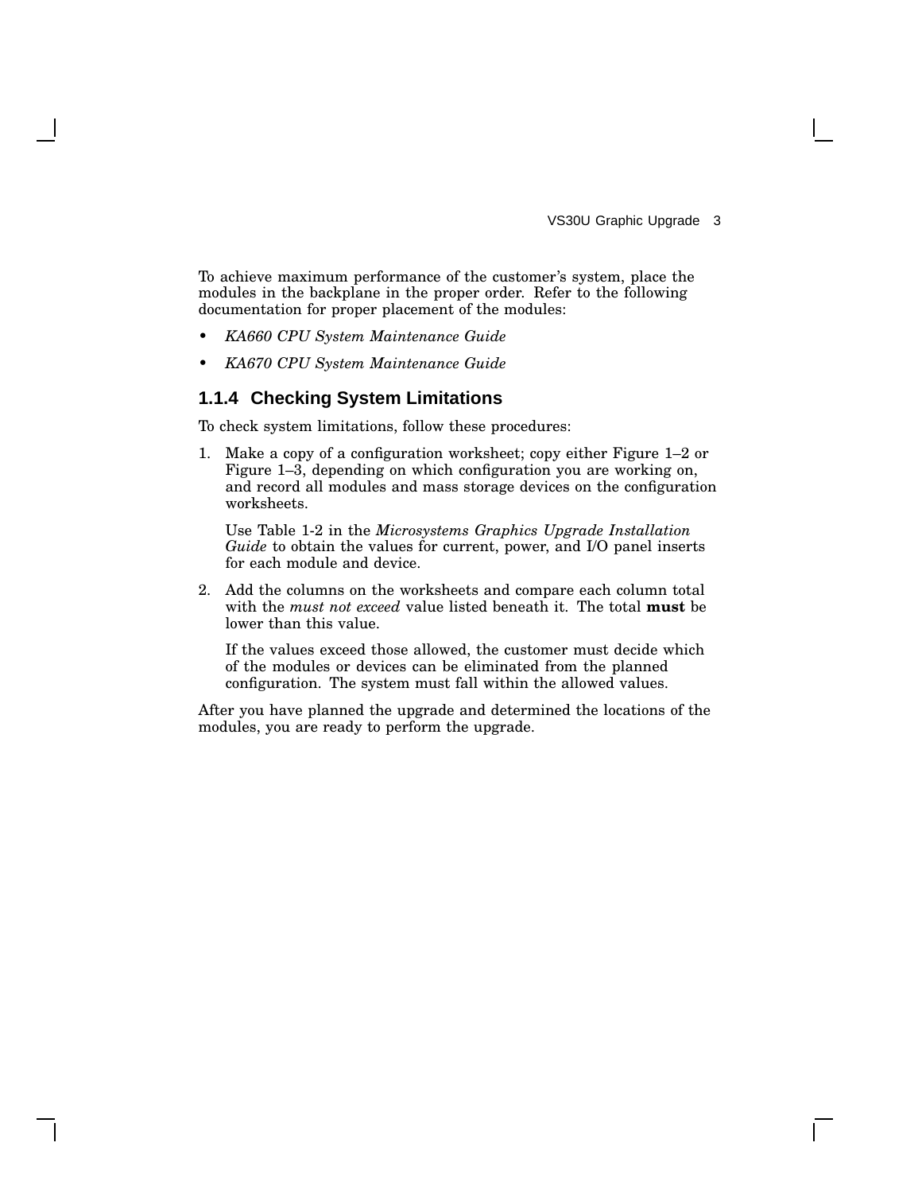To achieve maximum performance of the customer's system, place the modules in the backplane in the proper order. Refer to the following documentation for proper placement of the modules:

- *KA660 CPU System Maintenance Guide*
- *KA670 CPU System Maintenance Guide*

### 1.1.4 Checking System Limitations

To check system limitations, follow these procedures:

1. Make a copy of a configuration worksheet; copy either Figure 1–2 or Figure 1–3, depending on which configuration you are working on, and record all modules and mass storage devices on the configuration worksheets.

   Use Table 1-2 in the *Microsystems Graphics Upgrade Installation Guide* to obtain the values for current, power, and I/O panel inserts for each module and device.

2. Add the columns on the worksheets and compare each column total with the *must not exceed* value listed beneath it. The total **must** be lower than this value.

   If the values exceed those allowed, the customer must decide which of the modules or devices can be eliminated from the planned configuration. The system must fall within the allowed values.

After you have planned the upgrade and determined the locations of the modules, you are ready to perform the upgrade.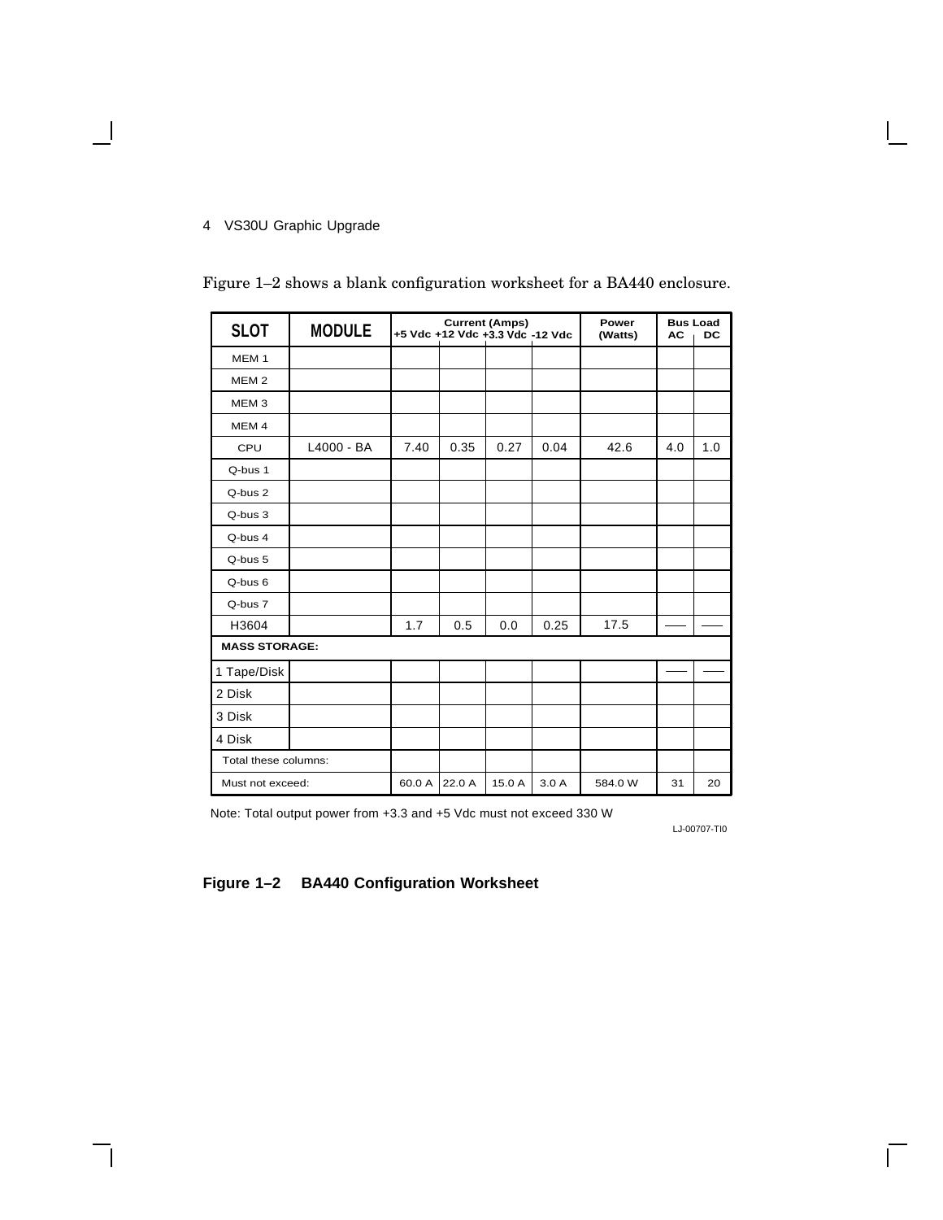Figure 1–2 shows a blank configuration worksheet for a BA440 enclosure.

| SLOT | MODULE | Current (Amps) +5 Vdc | +12 Vdc | +3.3 Vdc | -12 Vdc | Power (Watts) | Bus Load AC | DC |
|---|---|---|---|---|---|---|---|---|
| MEM 1 | | | | | | | | |
| MEM 2 | | | | | | | | |
| MEM 3 | | | | | | | | |
| MEM 4 | | | | | | | | |
| CPU | L4000 - BA | 7.40 | 0.35 | 0.27 | 0.04 | 42.6 | 4.0 | 1.0 |
| Q-bus 1 | | | | | | | | |
| Q-bus 2 | | | | | | | | |
| Q-bus 3 | | | | | | | | |
| Q-bus 4 | | | | | | | | |
| Q-bus 5 | | | | | | | | |
| Q-bus 6 | | | | | | | | |
| Q-bus 7 | | | | | | | | |
| H3604 | | 1.7 | 0.5 | 0.0 | 0.25 | 17.5 | — | — |
| **MASS STORAGE:** | | | | | | | | |
| 1 Tape/Disk | | | | | | | — | — |
| 2 Disk | | | | | | | | |
| 3 Disk | | | | | | | | |
| 4 Disk | | | | | | | | |
| Total these columns: | | | | | | | | |
| Must not exceed: | | 60.0 A | 22.0 A | 15.0 A | 3.0 A | 584.0 W | 31 | 20 |

Note: Total output power from +3.3 and +5 Vdc must not exceed 330 W

LJ-00707-TI0

**Figure 1–2 BA440 Configuration Worksheet**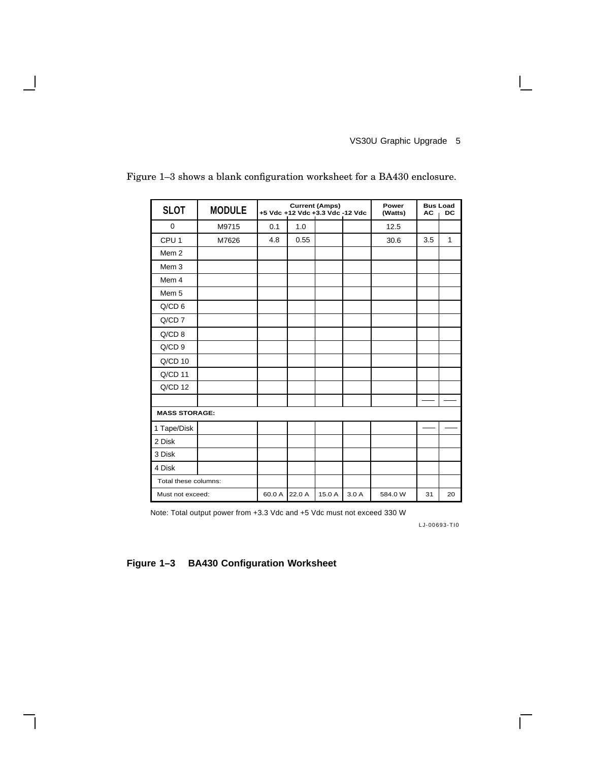Figure 1–3 shows a blank configuration worksheet for a BA430 enclosure.

| SLOT | MODULE | Current (Amps) +5 Vdc | +12 Vdc | +3.3 Vdc | -12 Vdc | Power (Watts) | Bus Load AC | DC |
|---|---|---|---|---|---|---|---|---|
| 0 | M9715 | 0.1 | 1.0 | | | 12.5 | | |
| CPU 1 | M7626 | 4.8 | 0.55 | | | 30.6 | 3.5 | 1 |
| Mem 2 | | | | | | | | |
| Mem 3 | | | | | | | | |
| Mem 4 | | | | | | | | |
| Mem 5 | | | | | | | | |
| Q/CD 6 | | | | | | | | |
| Q/CD 7 | | | | | | | | |
| Q/CD 8 | | | | | | | | |
| Q/CD 9 | | | | | | | | |
| Q/CD 10 | | | | | | | | |
| Q/CD 11 | | | | | | | | |
| Q/CD 12 | | | | | | | | |
| | | | | | | | — | — |
| **MASS STORAGE:** | | | | | | | | |
| 1 Tape/Disk | | | | | | | — | — |
| 2 Disk | | | | | | | | |
| 3 Disk | | | | | | | | |
| 4 Disk | | | | | | | | |
| Total these columns: | | | | | | | | |
| Must not exceed: | | 60.0 A | 22.0 A | 15.0 A | 3.0 A | 584.0 W | 31 | 20 |

Note: Total output power from +3.3 Vdc and +5 Vdc must not exceed 330 W

LJ-00693-TI0

**Figure 1–3 BA430 Configuration Worksheet**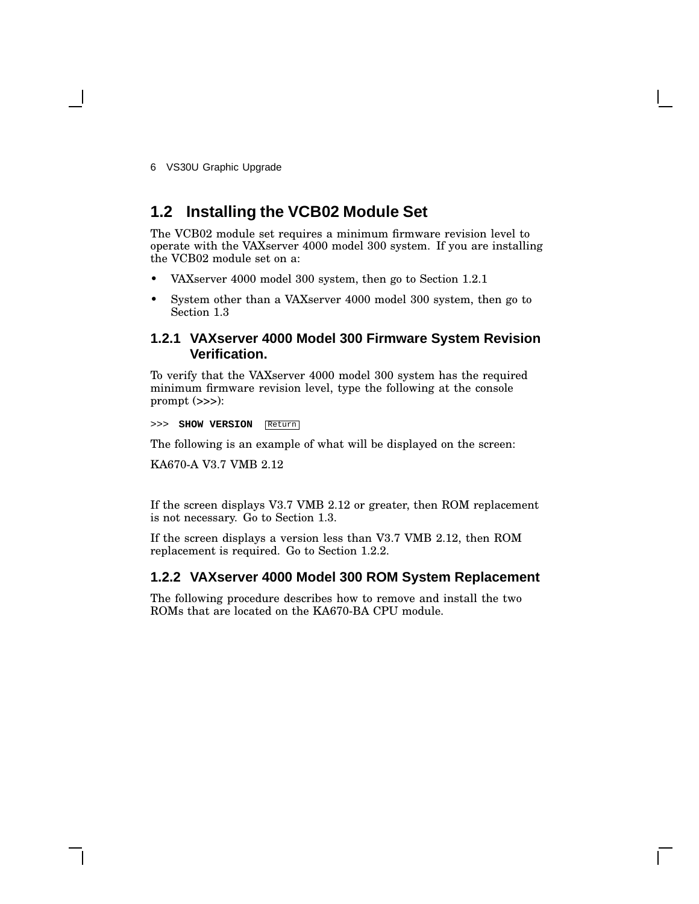## 1.2 Installing the VCB02 Module Set

The VCB02 module set requires a minimum firmware revision level to operate with the VAXserver 4000 model 300 system. If you are installing the VCB02 module set on a:

- VAXserver 4000 model 300 system, then go to Section 1.2.1
- System other than a VAXserver 4000 model 300 system, then go to Section 1.3

### 1.2.1 VAXserver 4000 Model 300 Firmware System Revision Verification.

To verify that the VAXserver 4000 model 300 system has the required minimum firmware revision level, type the following at the console prompt (>>>):

```
>>> SHOW VERSION  Return
```

The following is an example of what will be displayed on the screen:

KA670-A V3.7 VMB 2.12

If the screen displays V3.7 VMB 2.12 or greater, then ROM replacement is not necessary. Go to Section 1.3.

If the screen displays a version less than V3.7 VMB 2.12, then ROM replacement is required. Go to Section 1.2.2.

### 1.2.2 VAXserver 4000 Model 300 ROM System Replacement

The following procedure describes how to remove and install the two ROMs that are located on the KA670-BA CPU module.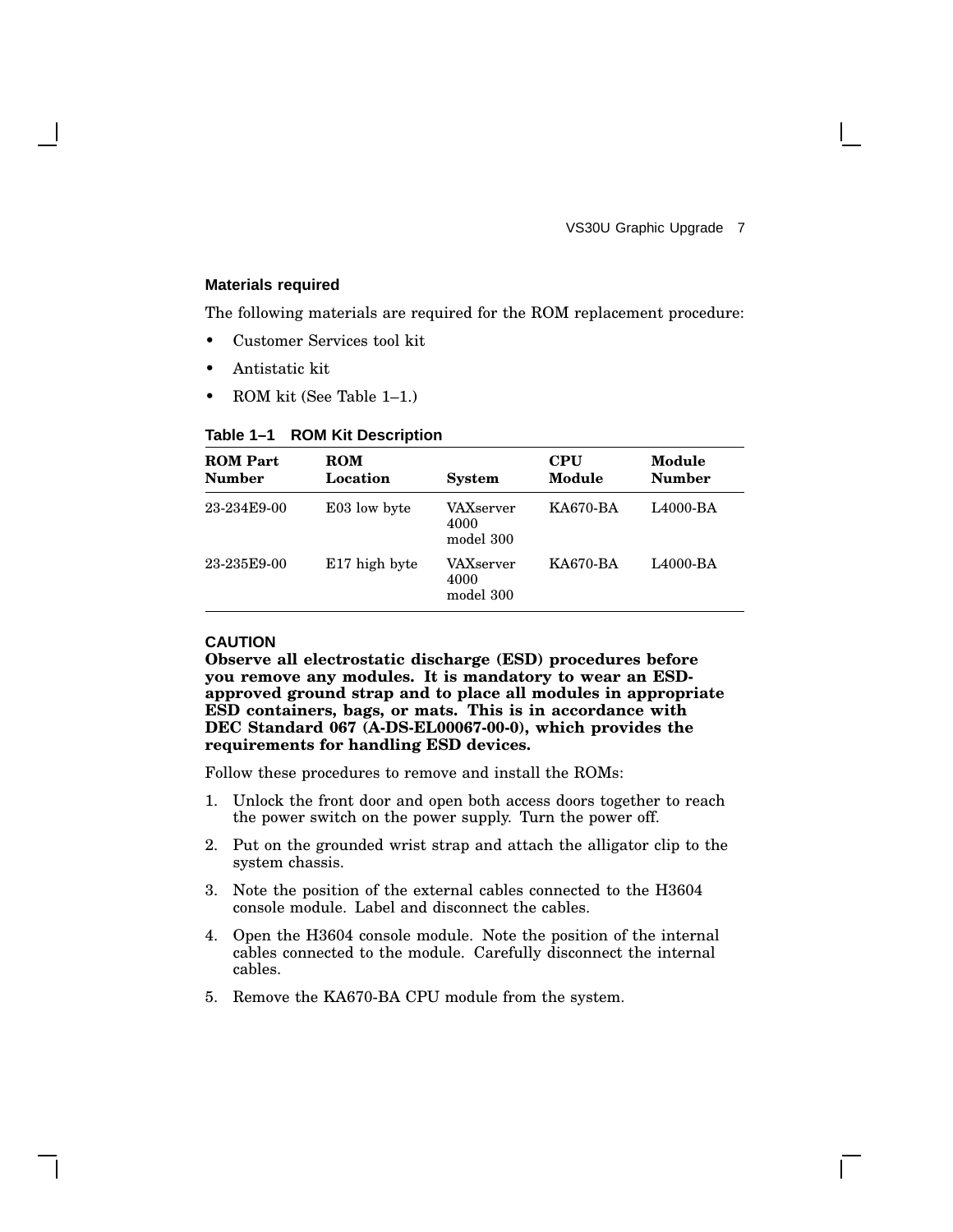#### Materials required

The following materials are required for the ROM replacement procedure:

- Customer Services tool kit
- Antistatic kit
- ROM kit (See Table 1–1.)

**Table 1–1 ROM Kit Description**

| ROM Part Number | ROM Location | System | CPU Module | Module Number |
|---|---|---|---|---|
| 23-234E9-00 | E03 low byte | VAXserver 4000 model 300 | KA670-BA | L4000-BA |
| 23-235E9-00 | E17 high byte | VAXserver 4000 model 300 | KA670-BA | L4000-BA |

**CAUTION**
**Observe all electrostatic discharge (ESD) procedures before you remove any modules. It is mandatory to wear an ESD-approved ground strap and to place all modules in appropriate ESD containers, bags, or mats. This is in accordance with DEC Standard 067 (A-DS-EL00067-00-0), which provides the requirements for handling ESD devices.**

Follow these procedures to remove and install the ROMs:

1. Unlock the front door and open both access doors together to reach the power switch on the power supply. Turn the power off.
2. Put on the grounded wrist strap and attach the alligator clip to the system chassis.
3. Note the position of the external cables connected to the H3604 console module. Label and disconnect the cables.
4. Open the H3604 console module. Note the position of the internal cables connected to the module. Carefully disconnect the internal cables.
5. Remove the KA670-BA CPU module from the system.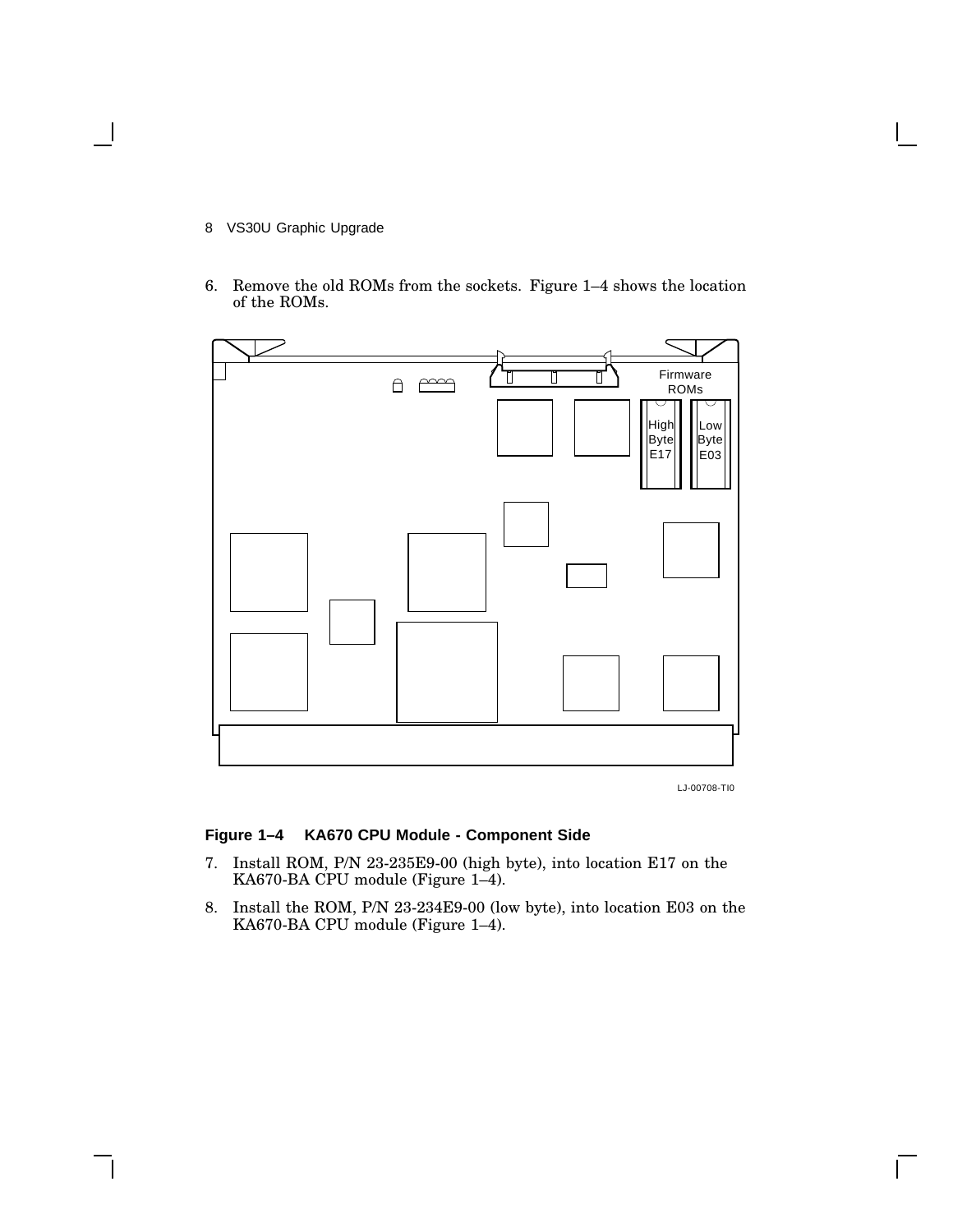6. Remove the old ROMs from the sockets. Figure 1–4 shows the location of the ROMs.

Firmware ROMs

High Byte E17

Low Byte E03

LJ-00708-TI0

**Figure 1–4 KA670 CPU Module - Component Side**

7. Install ROM, P/N 23-235E9-00 (high byte), into location E17 on the KA670-BA CPU module (Figure 1–4).
8. Install the ROM, P/N 23-234E9-00 (low byte), into location E03 on the KA670-BA CPU module (Figure 1–4).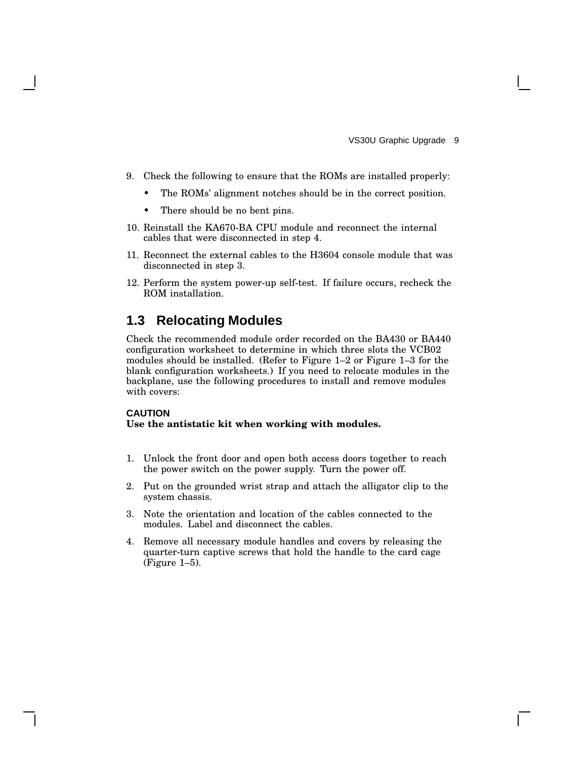9. Check the following to ensure that the ROMs are installed properly:
   - The ROMs' alignment notches should be in the correct position.
   - There should be no bent pins.
10. Reinstall the KA670-BA CPU module and reconnect the internal cables that were disconnected in step 4.
11. Reconnect the external cables to the H3604 console module that was disconnected in step 3.
12. Perform the system power-up self-test. If failure occurs, recheck the ROM installation.

## 1.3 Relocating Modules

Check the recommended module order recorded on the BA430 or BA440 configuration worksheet to determine in which three slots the VCB02 modules should be installed. (Refer to Figure 1–2 or Figure 1–3 for the blank configuration worksheets.) If you need to relocate modules in the backplane, use the following procedures to install and remove modules with covers:

**CAUTION**
**Use the antistatic kit when working with modules.**

1. Unlock the front door and open both access doors together to reach the power switch on the power supply. Turn the power off.
2. Put on the grounded wrist strap and attach the alligator clip to the system chassis.
3. Note the orientation and location of the cables connected to the modules. Label and disconnect the cables.
4. Remove all necessary module handles and covers by releasing the quarter-turn captive screws that hold the handle to the card cage (Figure 1–5).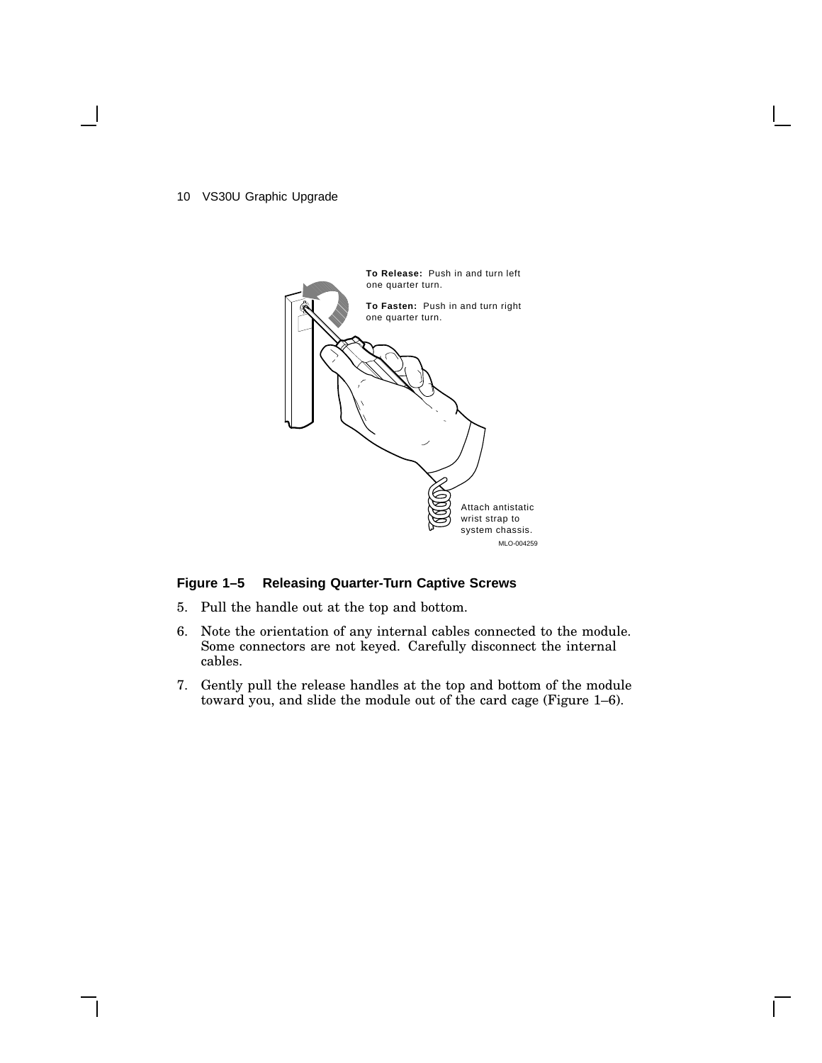To Release: Push in and turn left one quarter turn.

To Fasten: Push in and turn right one quarter turn.

Attach antistatic wrist strap to system chassis.

MLO-004259

**Figure 1–5 Releasing Quarter-Turn Captive Screws**

5. Pull the handle out at the top and bottom.
6. Note the orientation of any internal cables connected to the module. Some connectors are not keyed. Carefully disconnect the internal cables.
7. Gently pull the release handles at the top and bottom of the module toward you, and slide the module out of the card cage (Figure 1–6).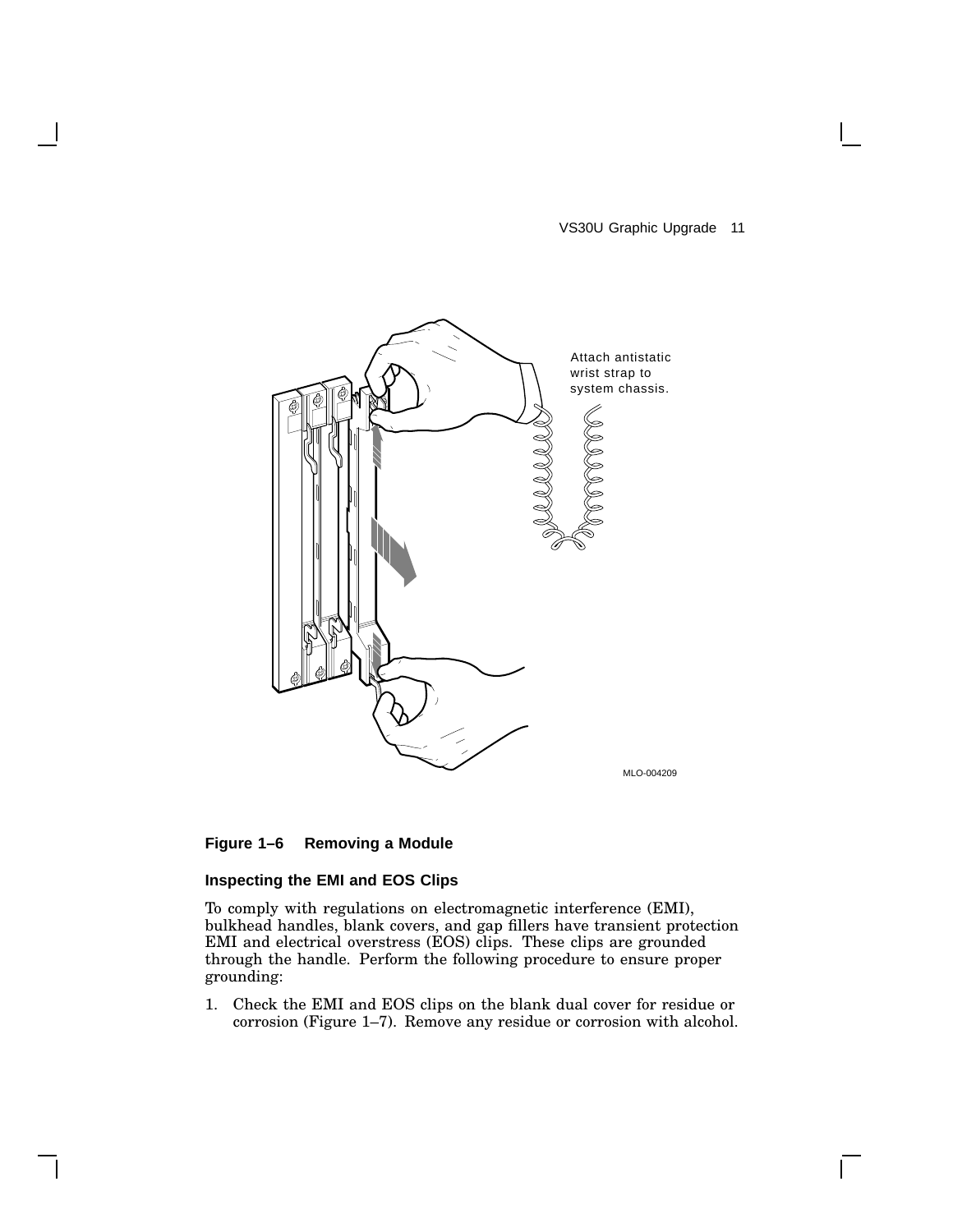Attach antistatic wrist strap to system chassis.

MLO-004209

**Figure 1–6 Removing a Module**

### Inspecting the EMI and EOS Clips

To comply with regulations on electromagnetic interference (EMI), bulkhead handles, blank covers, and gap fillers have transient protection EMI and electrical overstress (EOS) clips. These clips are grounded through the handle. Perform the following procedure to ensure proper grounding:

1. Check the EMI and EOS clips on the blank dual cover for residue or corrosion (Figure 1–7). Remove any residue or corrosion with alcohol.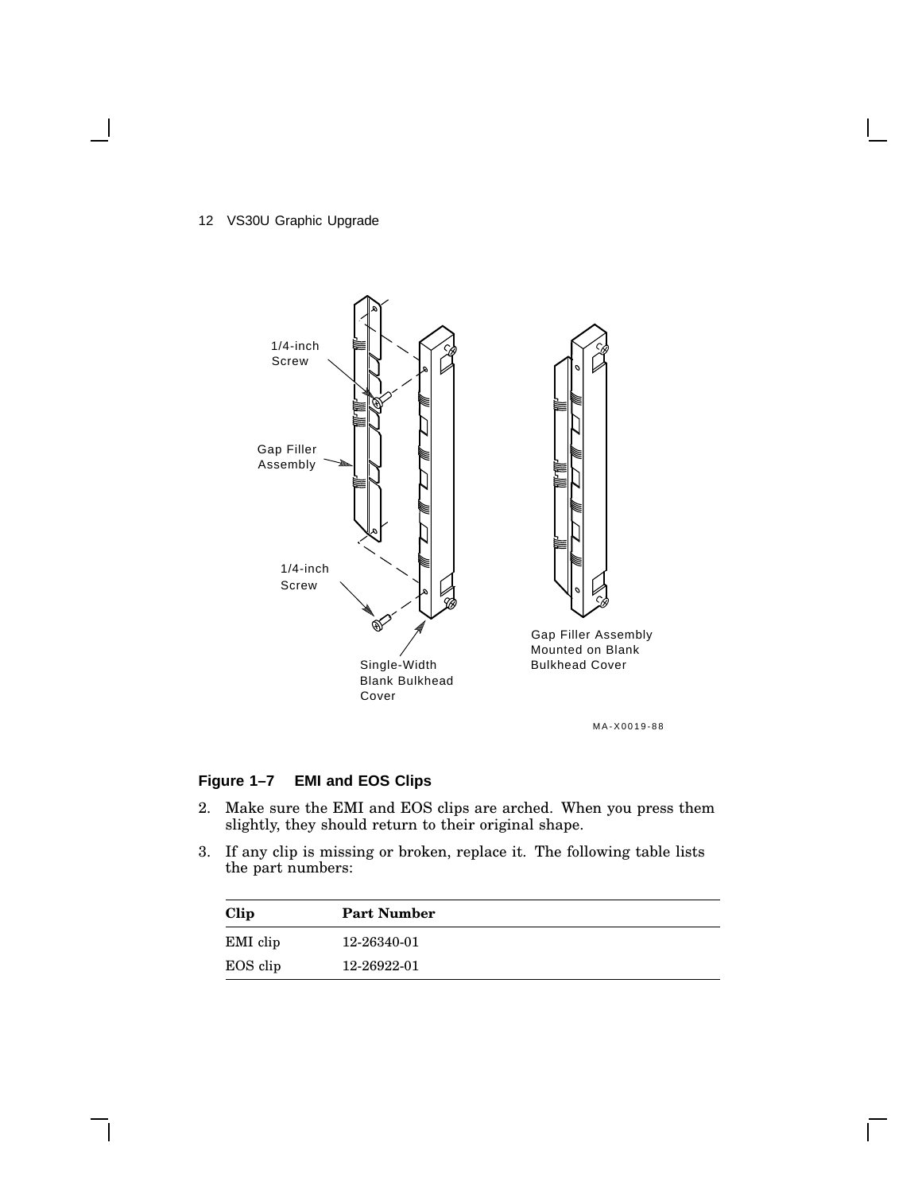**Figure 1–7 EMI and EOS Clips**

2. Make sure the EMI and EOS clips are arched. When you press them slightly, they should return to their original shape.

3. If any clip is missing or broken, replace it. The following table lists the part numbers:

| Clip | Part Number |
|---|---|
| EMI clip | 12-26340-01 |
| EOS clip | 12-26922-01 |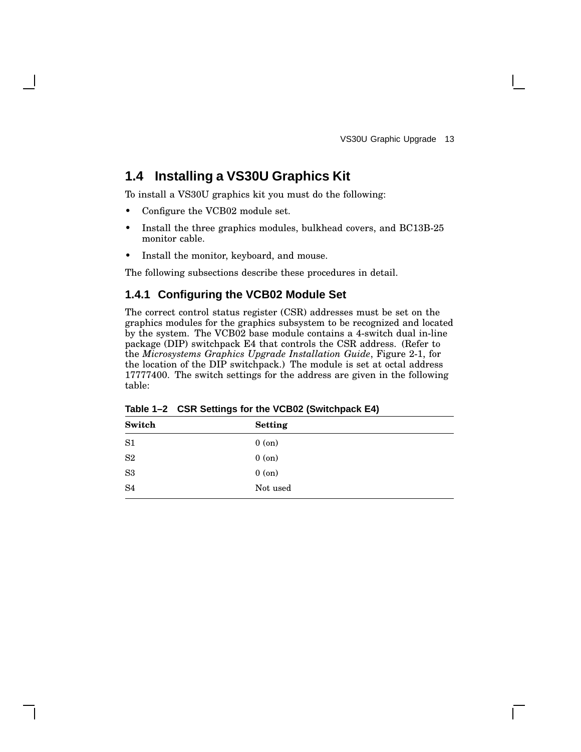## 1.4 Installing a VS30U Graphics Kit

To install a VS30U graphics kit you must do the following:

- Configure the VCB02 module set.
- Install the three graphics modules, bulkhead covers, and BC13B-25 monitor cable.
- Install the monitor, keyboard, and mouse.

The following subsections describe these procedures in detail.

### 1.4.1 Configuring the VCB02 Module Set

The correct control status register (CSR) addresses must be set on the graphics modules for the graphics subsystem to be recognized and located by the system. The VCB02 base module contains a 4-switch dual in-line package (DIP) switchpack E4 that controls the CSR address. (Refer to the *Microsystems Graphics Upgrade Installation Guide*, Figure 2-1, for the location of the DIP switchpack.) The module is set at octal address 17777400. The switch settings for the address are given in the following table:

**Table 1–2 CSR Settings for the VCB02 (Switchpack E4)**

| Switch | Setting |
|---|---|
| S1 | 0 (on) |
| S2 | 0 (on) |
| S3 | 0 (on) |
| S4 | Not used |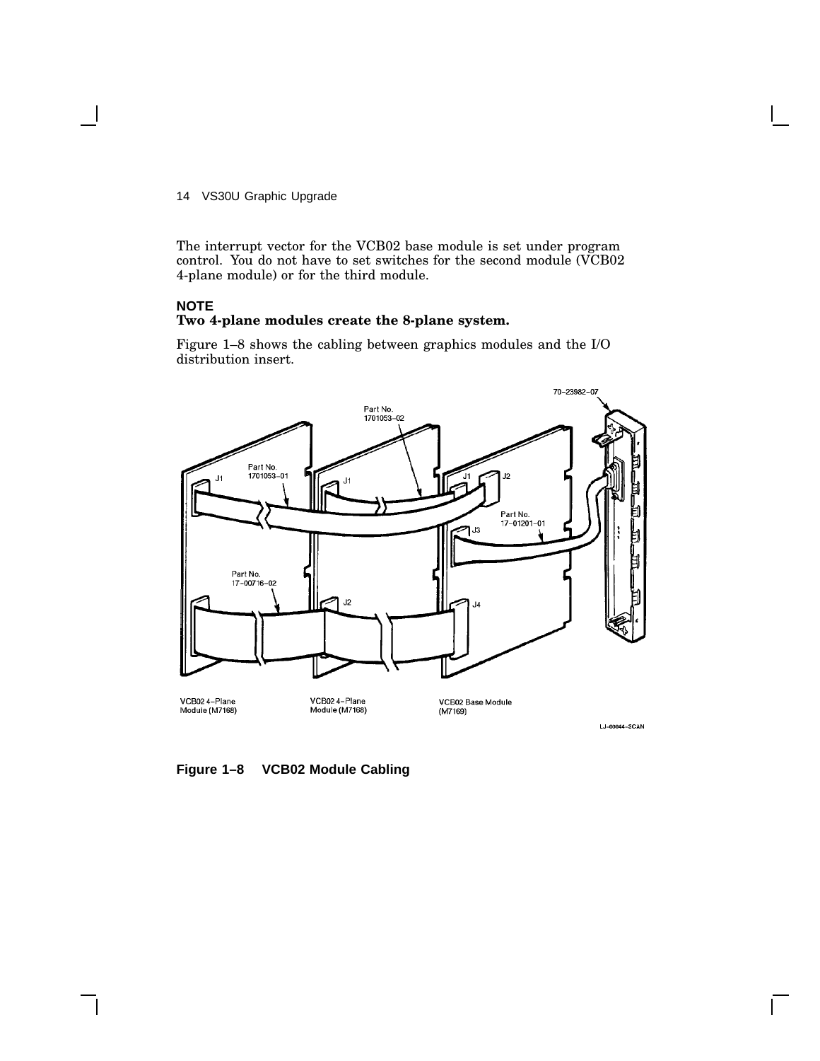The interrupt vector for the VCB02 base module is set under program control. You do not have to set switches for the second module (VCB02 4-plane module) or for the third module.

**NOTE**
**Two 4-plane modules create the 8-plane system.**

Figure 1–8 shows the cabling between graphics modules and the I/O distribution insert.

**Figure 1–8 VCB02 Module Cabling**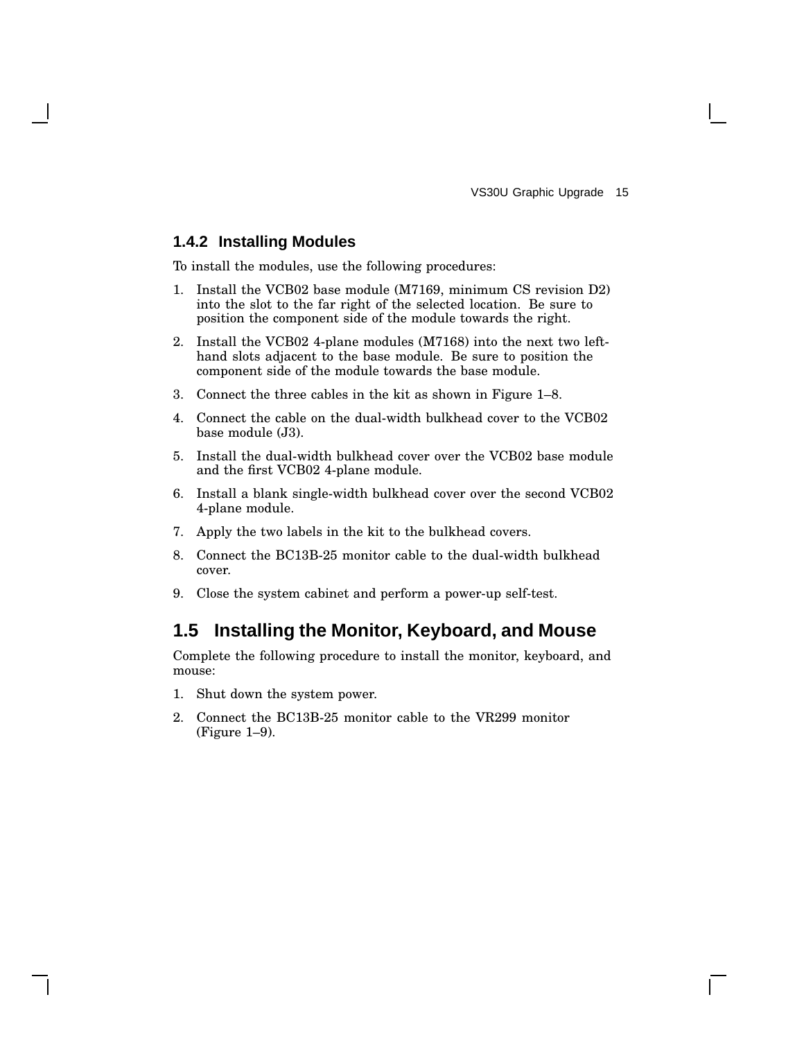### 1.4.2 Installing Modules

To install the modules, use the following procedures:

1. Install the VCB02 base module (M7169, minimum CS revision D2) into the slot to the far right of the selected location. Be sure to position the component side of the module towards the right.
2. Install the VCB02 4-plane modules (M7168) into the next two left-hand slots adjacent to the base module. Be sure to position the component side of the module towards the base module.
3. Connect the three cables in the kit as shown in Figure 1–8.
4. Connect the cable on the dual-width bulkhead cover to the VCB02 base module (J3).
5. Install the dual-width bulkhead cover over the VCB02 base module and the first VCB02 4-plane module.
6. Install a blank single-width bulkhead cover over the second VCB02 4-plane module.
7. Apply the two labels in the kit to the bulkhead covers.
8. Connect the BC13B-25 monitor cable to the dual-width bulkhead cover.
9. Close the system cabinet and perform a power-up self-test.

## 1.5 Installing the Monitor, Keyboard, and Mouse

Complete the following procedure to install the monitor, keyboard, and mouse:

1. Shut down the system power.
2. Connect the BC13B-25 monitor cable to the VR299 monitor (Figure 1–9).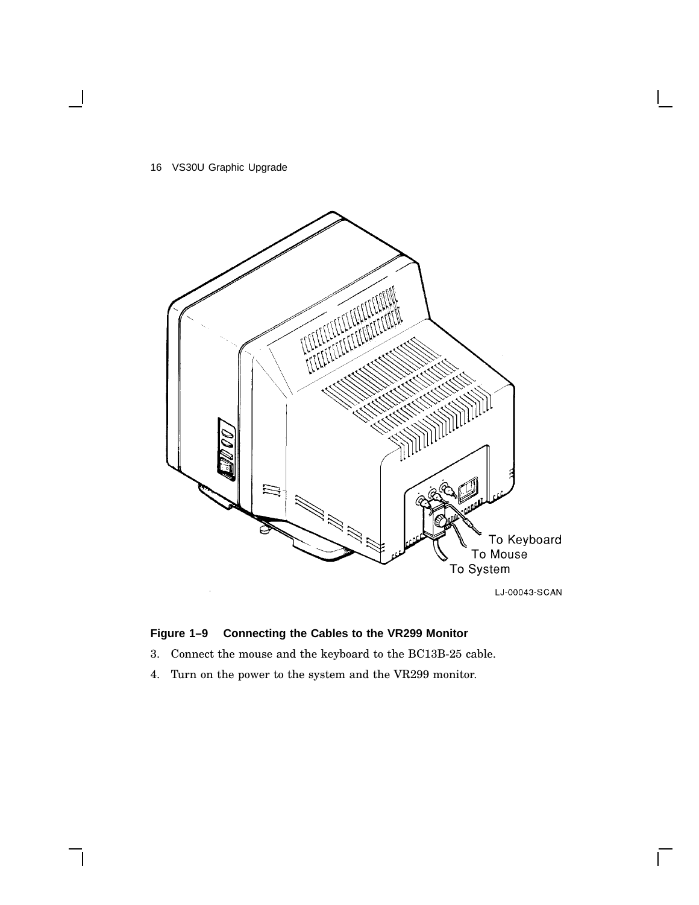To Keyboard
To Mouse
To System

LJ-00043-SCAN

**Figure 1–9 Connecting the Cables to the VR299 Monitor**

3. Connect the mouse and the keyboard to the BC13B-25 cable.
4. Turn on the power to the system and the VR299 monitor.